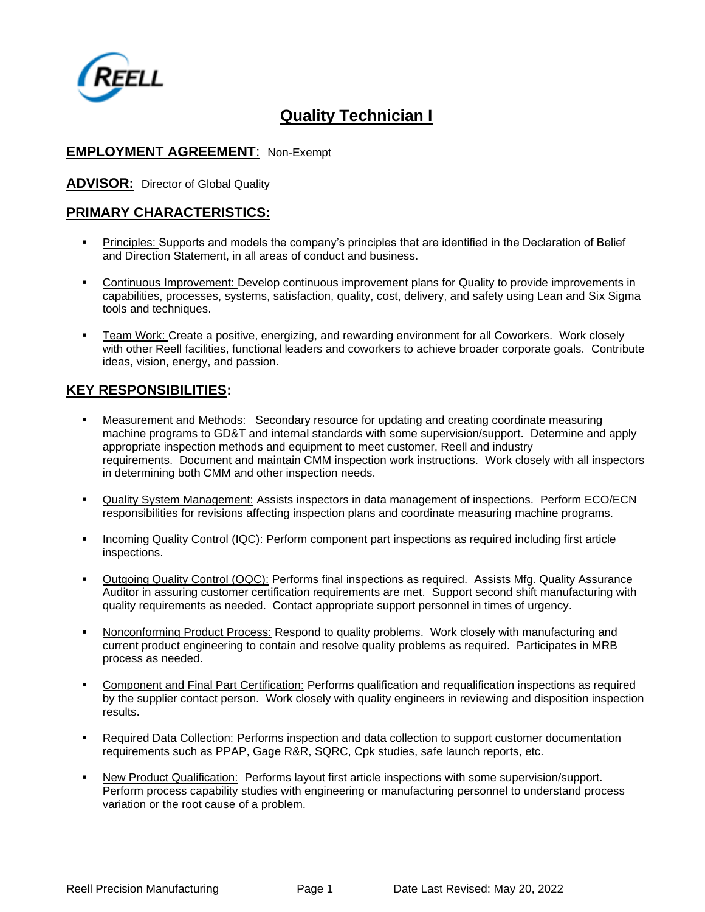# Quality Technician I

**EMPLOYMENT AGREEMENT**: Non-Exempt

**ADVISOR:** Director of Global Quality

## PRIMARY CHARACTERISTICS:

- Principles: Supports and models the company's principles that are identified in the Declaration of Belief and Direction Statement, in all areas of conduct and business.
- Continuous Improvement: Develop continuous improvement plans for Quality to provide improvements in capabilities, processes, systems, satisfaction, quality, cost, delivery, and safety using Lean and Six Sigma tools and techniques.
- Team Work: Create a positive, energizing, and rewarding environment for all Coworkers. Work closely with other Reell facilities, functional leaders and coworkers to achieve broader corporate goals. Contribute ideas, vision, energy, and passion.

## KEY RESPONSIBILITIES:

- Measurement and Methods: Secondary resource for updating and creating coordinate measuring machine programs to GD&T and internal standards with some supervision/support. Determine and apply appropriate inspection methods and equipment to meet customer, Reell and industry requirements. Document and maintain CMM inspection work instructions. Work closely with all inspectors in determining both CMM and other inspection needs.
- Quality System Management: Assists inspectors in data management of inspections. Perform ECO/ECN responsibilities for revisions affecting inspection plans and coordinate measuring machine programs.
- Incoming Quality Control (IQC): Perform component part inspections as required including first article inspections.
- Outgoing Quality Control (OQC): Performs final inspections as required. Assists Mfg. Quality Assurance Auditor in assuring customer certification requirements are met. Support second shift manufacturing with quality requirements as needed. Contact appropriate support personnel in times of urgency.
- Nonconforming Product Process: Respond to quality problems. Work closely with manufacturing and current product engineering to contain and resolve quality problems as required. Participates in MRB process as needed.
- Component and Final Part Certification: Performs qualification and requalification inspections as required by the supplier contact person. Work closely with quality engineers in reviewing and disposition inspection results.
- Required Data Collection: Performs inspection and data collection to support customer documentation requirements such as PPAP, Gage R&R, SQRC, Cpk studies, safe launch reports, etc.
- New Product Qualification: Performs layout first article inspections with some supervision/support. Perform process capability studies with engineering or manufacturing personnel to understand process variation or the root cause of a problem.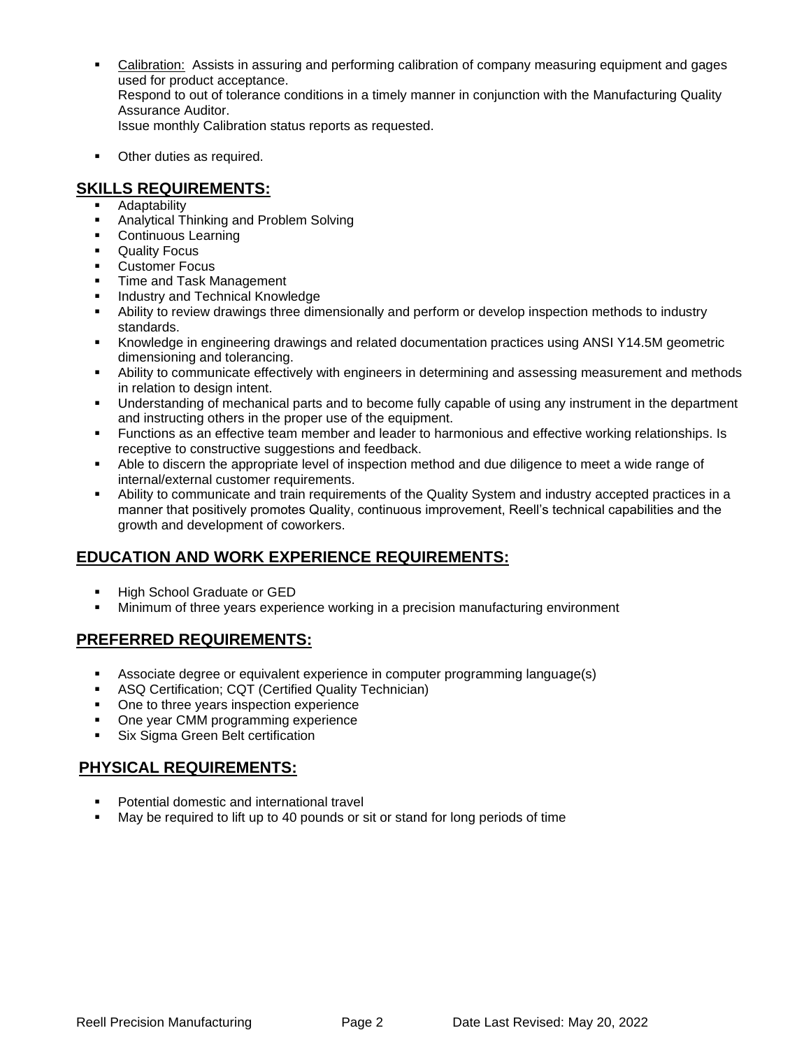- Calibration: Assists in assuring and performing calibration of company measuring equipment and gages used for product acceptance.
  Respond to out of tolerance conditions in a timely manner in conjunction with the Manufacturing Quality Assurance Auditor.
  Issue monthly Calibration status reports as requested.

- Other duties as required.

## SKILLS REQUIREMENTS:

- Adaptability
- Analytical Thinking and Problem Solving
- Continuous Learning
- Quality Focus
- Customer Focus
- Time and Task Management
- Industry and Technical Knowledge
- Ability to review drawings three dimensionally and perform or develop inspection methods to industry standards.
- Knowledge in engineering drawings and related documentation practices using ANSI Y14.5M geometric dimensioning and tolerancing.
- Ability to communicate effectively with engineers in determining and assessing measurement and methods in relation to design intent.
- Understanding of mechanical parts and to become fully capable of using any instrument in the department and instructing others in the proper use of the equipment.
- Functions as an effective team member and leader to harmonious and effective working relationships. Is receptive to constructive suggestions and feedback.
- Able to discern the appropriate level of inspection method and due diligence to meet a wide range of internal/external customer requirements.
- Ability to communicate and train requirements of the Quality System and industry accepted practices in a manner that positively promotes Quality, continuous improvement, Reell's technical capabilities and the growth and development of coworkers.

## EDUCATION AND WORK EXPERIENCE REQUIREMENTS:

- High School Graduate or GED
- Minimum of three years experience working in a precision manufacturing environment

## PREFERRED REQUIREMENTS:

- Associate degree or equivalent experience in computer programming language(s)
- ASQ Certification; CQT (Certified Quality Technician)
- One to three years inspection experience
- One year CMM programming experience
- Six Sigma Green Belt certification

## PHYSICAL REQUIREMENTS:

- Potential domestic and international travel
- May be required to lift up to 40 pounds or sit or stand for long periods of time